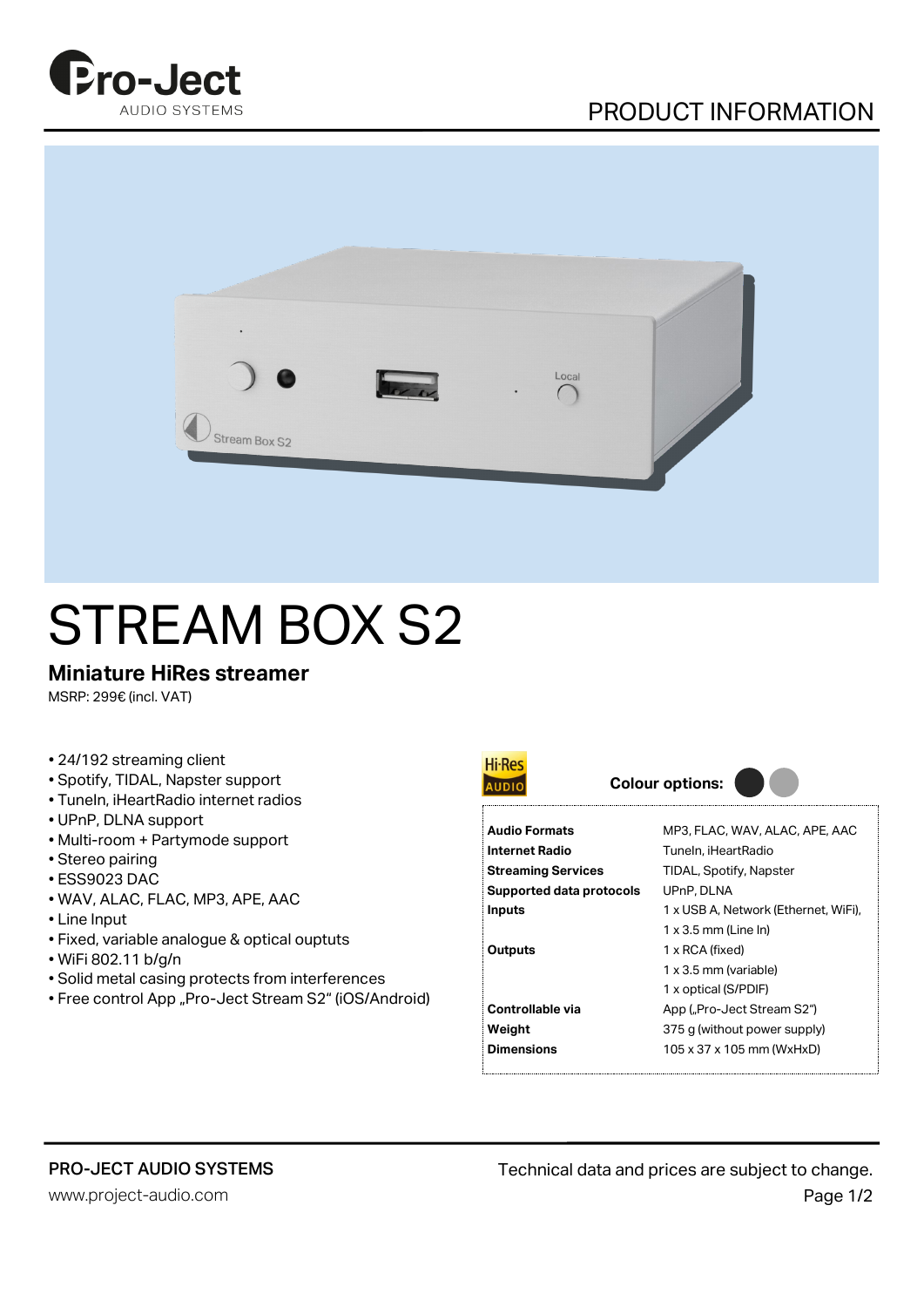PRODUCT INFORMATION

# STREAM BOX S2

## Miniature HiRes streamer

MSRP: 299€ (incl. VAT)

- 24/192 streaming client
- Spotify, TIDAL, Napster support
- TuneIn, iHeartRadio internet radios
- UPnP, DLNA support
- Multi-room + Partymode support
- Stereo pairing
- ESS9023 DAC
- WAV, ALAC, FLAC, MP3, APE, AAC
- Line Input
- Fixed, variable analogue & optical ouptuts
- WiFi 802.11 b/g/n
- Solid metal casing protects from interferences
- Free control App „Pro-Ject Stream S2" (iOS/Android)

**Colour options:**

| | |
|---|---|
| **Audio Formats** | MP3, FLAC, WAV, ALAC, APE, AAC |
| **Internet Radio** | TuneIn, iHeartRadio |
| **Streaming Services** | TIDAL, Spotify, Napster |
| **Supported data protocols** | UPnP, DLNA |
| **Inputs** | 1 x USB A, Network (Ethernet, WiFi),<br>1 x 3.5 mm (Line In) |
| **Outputs** | 1 x RCA (fixed)<br>1 x 3.5 mm (variable)<br>1 x optical (S/PDIF) |
| **Controllable via** | App („Pro-Ject Stream S2") |
| **Weight** | 375 g (without power supply) |
| **Dimensions** | 105 x 37 x 105 mm (WxHxD) |

PRO-JECT AUDIO SYSTEMS
www.project-audio.com

Technical data and prices are subject to change.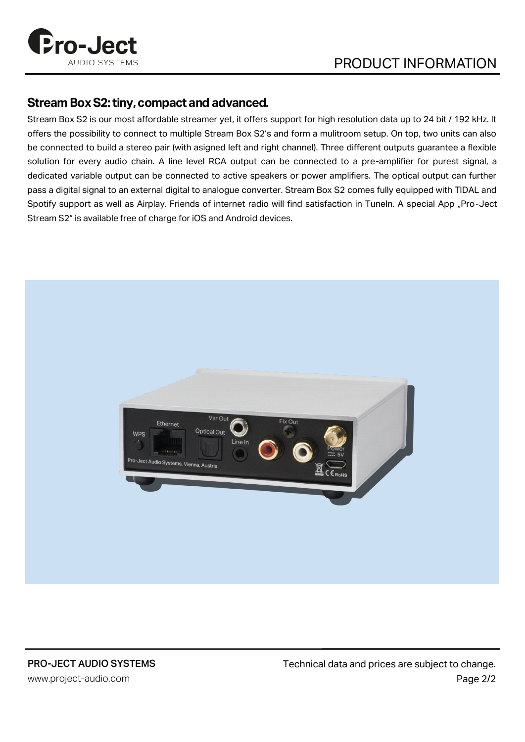## Stream Box S2: tiny, compact and advanced.

Stream Box S2 is our most affordable streamer yet, it offers support for high resolution data up to 24 bit / 192 kHz. It offers the possibility to connect to multiple Stream Box S2's and form a mulitroom setup. On top, two units can also be connected to build a stereo pair (with asigned left and right channel). Three different outputs guarantee a flexible solution for every audio chain. A line level RCA output can be connected to a pre-amplifier for purest signal, a dedicated variable output can be connected to active speakers or power amplifiers. The optical output can further pass a digital signal to an external digital to analogue converter. Stream Box S2 comes fully equipped with TIDAL and Spotify support as well as Airplay. Friends of internet radio will find satisfaction in TuneIn. A special App „Pro-Ject Stream S2" is available free of charge for iOS and Android devices.

**PRO-JECT AUDIO SYSTEMS**
www.project-audio.com

Technical data and prices are subject to change.